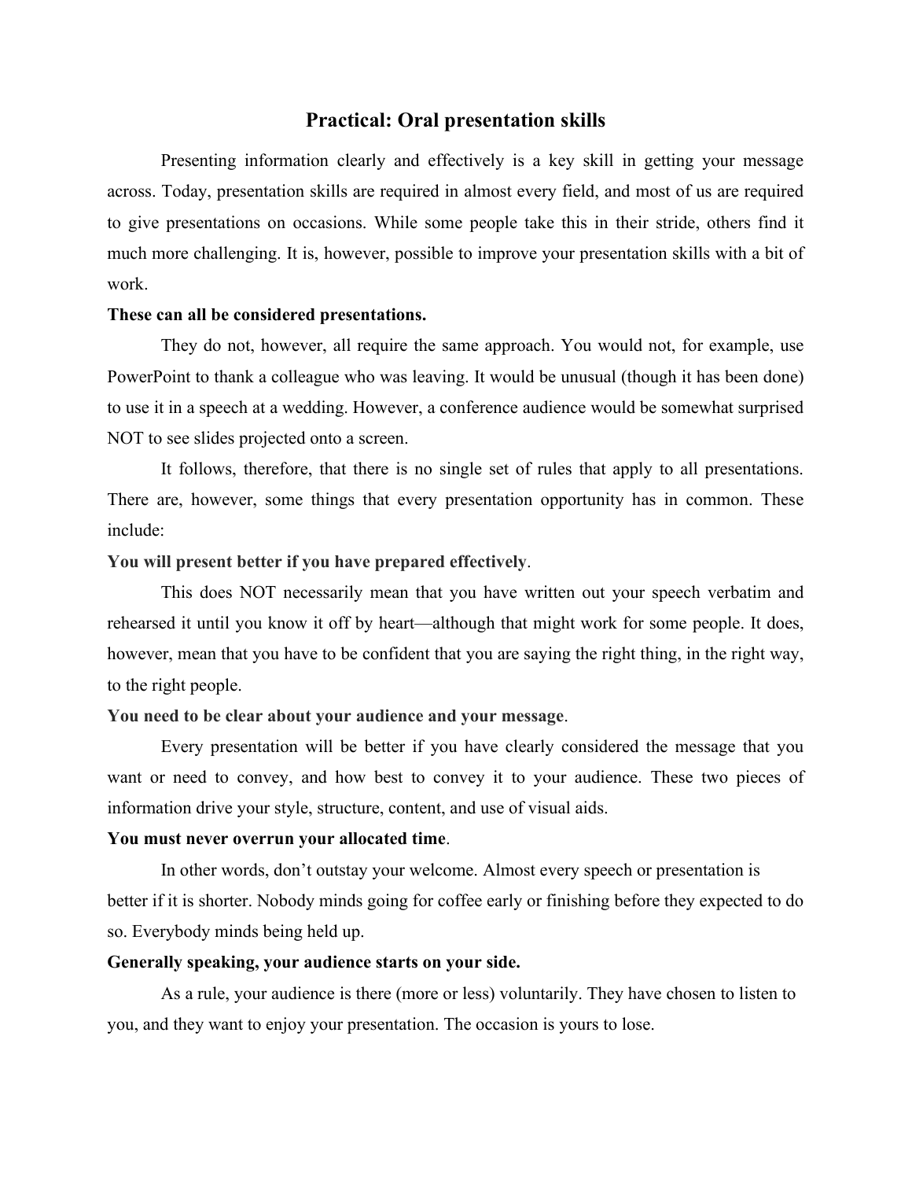# Practical: Oral presentation skills

Presenting information clearly and effectively is a key skill in getting your message across. Today, presentation skills are required in almost every field, and most of us are required to give presentations on occasions. While some people take this in their stride, others find it much more challenging. It is, however, possible to improve your presentation skills with a bit of work.

**These can all be considered presentations.**

They do not, however, all require the same approach. You would not, for example, use PowerPoint to thank a colleague who was leaving. It would be unusual (though it has been done) to use it in a speech at a wedding. However, a conference audience would be somewhat surprised NOT to see slides projected onto a screen.

It follows, therefore, that there is no single set of rules that apply to all presentations. There are, however, some things that every presentation opportunity has in common. These include:

**You will present better if you have prepared effectively**.

This does NOT necessarily mean that you have written out your speech verbatim and rehearsed it until you know it off by heart—although that might work for some people. It does, however, mean that you have to be confident that you are saying the right thing, in the right way, to the right people.

**You need to be clear about your audience and your message**.

Every presentation will be better if you have clearly considered the message that you want or need to convey, and how best to convey it to your audience. These two pieces of information drive your style, structure, content, and use of visual aids.

**You must never overrun your allocated time**.

In other words, don't outstay your welcome. Almost every speech or presentation is better if it is shorter. Nobody minds going for coffee early or finishing before they expected to do so. Everybody minds being held up.

**Generally speaking, your audience starts on your side.**

As a rule, your audience is there (more or less) voluntarily. They have chosen to listen to you, and they want to enjoy your presentation. The occasion is yours to lose.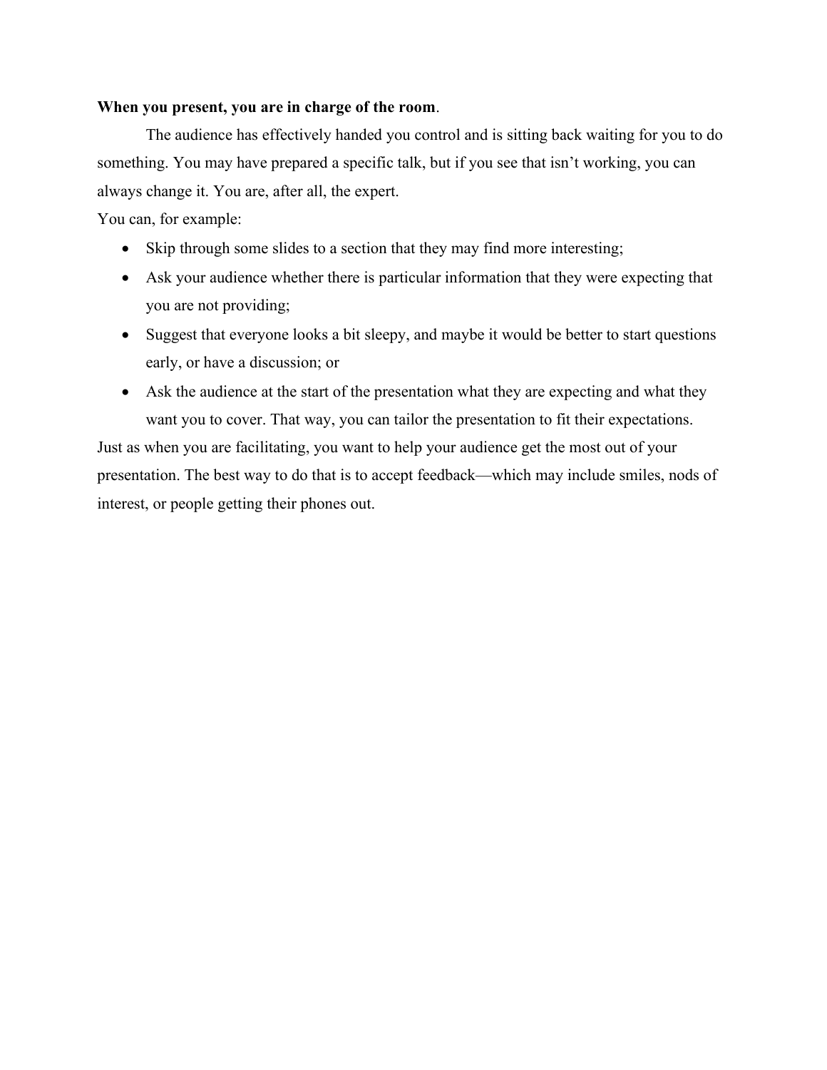**When you present, you are in charge of the room**.

The audience has effectively handed you control and is sitting back waiting for you to do something. You may have prepared a specific talk, but if you see that isn't working, you can always change it. You are, after all, the expert.

You can, for example:

- Skip through some slides to a section that they may find more interesting;
- Ask your audience whether there is particular information that they were expecting that you are not providing;
- Suggest that everyone looks a bit sleepy, and maybe it would be better to start questions early, or have a discussion; or
- Ask the audience at the start of the presentation what they are expecting and what they want you to cover. That way, you can tailor the presentation to fit their expectations.

Just as when you are facilitating, you want to help your audience get the most out of your presentation. The best way to do that is to accept feedback—which may include smiles, nods of interest, or people getting their phones out.